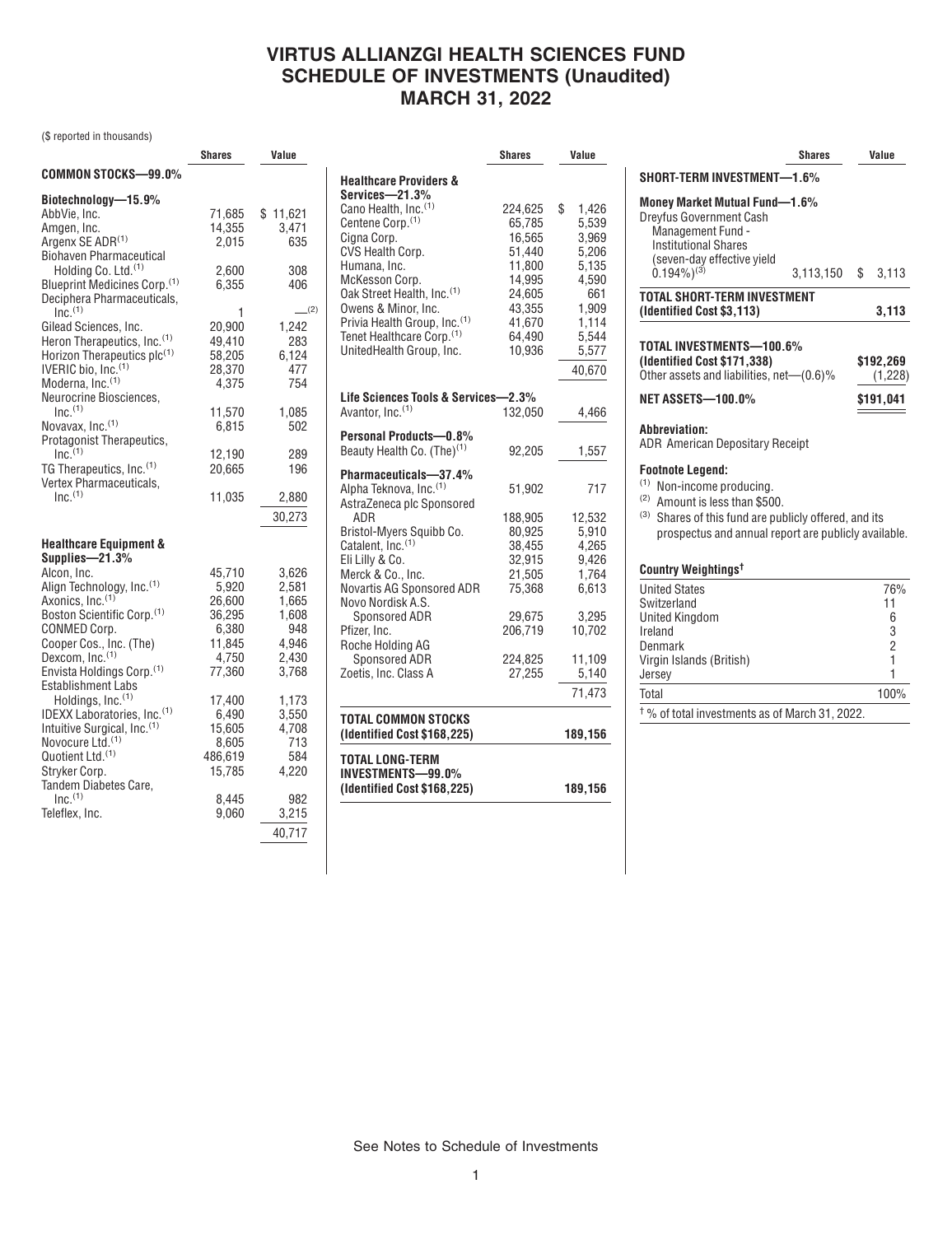# VIRTUS ALLIANZGI HEALTH SCIENCES FUND
## SCHEDULE OF INVESTMENTS (Unaudited)
## MARCH 31, 2022

($ reported in thousands)

| | Shares | Value |
|---|---|---|
| **COMMON STOCKS—99.0%** | | |
| **Biotechnology—15.9%** | | |
| AbbVie, Inc. | 71,685 | $ 11,621 |
| Amgen, Inc. | 14,355 | 3,471 |
| Argenx SE ADR[1] | 2,015 | 635 |
| Biohaven Pharmaceutical Holding Co. Ltd.[1] | 2,600 | 308 |
| Blueprint Medicines Corp.[1] | 6,355 | 406 |
| Deciphera Pharmaceuticals, Inc.[1] | 1 | —[2] |
| Gilead Sciences, Inc. | 20,900 | 1,242 |
| Heron Therapeutics, Inc.[1] | 49,410 | 283 |
| Horizon Therapeutics plc[1] | 58,205 | 6,124 |
| IVERIC bio, Inc.[1] | 28,370 | 477 |
| Moderna, Inc.[1] | 4,375 | 754 |
| Neurocrine Biosciences, Inc.[1] | 11,570 | 1,085 |
| Novavax, Inc.[1] | 6,815 | 502 |
| Protagonist Therapeutics, Inc.[1] | 12,190 | 289 |
| TG Therapeutics, Inc.[1] | 20,665 | 196 |
| Vertex Pharmaceuticals, Inc.[1] | 11,035 | 2,880 |
| | | 30,273 |
| **Healthcare Equipment & Supplies—21.3%** | | |
| Alcon, Inc. | 45,710 | 3,626 |
| Align Technology, Inc.[1] | 5,920 | 2,581 |
| Axonics, Inc.[1] | 26,600 | 1,665 |
| Boston Scientific Corp.[1] | 36,295 | 1,608 |
| CONMED Corp. | 6,380 | 948 |
| Cooper Cos., Inc. (The) | 11,845 | 4,946 |
| Dexcom, Inc.[1] | 4,750 | 2,430 |
| Envista Holdings Corp.[1] | 77,360 | 3,768 |
| Establishment Labs Holdings, Inc.[1] | 17,400 | 1,173 |
| IDEXX Laboratories, Inc.[1] | 6,490 | 3,550 |
| Intuitive Surgical, Inc.[1] | 15,605 | 4,708 |
| Novocure Ltd.[1] | 8,605 | 713 |
| Quotient Ltd.[1] | 486,619 | 584 |
| Stryker Corp. | 15,785 | 4,220 |
| Tandem Diabetes Care, Inc.[1] | 8,445 | 982 |
| Teleflex, Inc. | 9,060 | 3,215 |
| | | 40,717 |
| **Healthcare Providers & Services—21.3%** | | |
| Cano Health, Inc.[1] | 224,625 | $ 1,426 |
| Centene Corp.[1] | 65,785 | 5,539 |
| Cigna Corp. | 16,565 | 3,969 |
| CVS Health Corp. | 51,440 | 5,206 |
| Humana, Inc. | 11,800 | 5,135 |
| McKesson Corp. | 14,995 | 4,590 |
| Oak Street Health, Inc.[1] | 24,605 | 661 |
| Owens & Minor, Inc. | 43,355 | 1,909 |
| Privia Health Group, Inc.[1] | 41,670 | 1,114 |
| Tenet Healthcare Corp.[1] | 64,490 | 5,544 |
| UnitedHealth Group, Inc. | 10,936 | 5,577 |
| | | 40,670 |
| **Life Sciences Tools & Services—2.3%** | | |
| Avantor, Inc.[1] | 132,050 | 4,466 |
| **Personal Products—0.8%** | | |
| Beauty Health Co. (The)[1] | 92,205 | 1,557 |
| **Pharmaceuticals—37.4%** | | |
| Alpha Teknova, Inc.[1] | 51,902 | 717 |
| AstraZeneca plc Sponsored ADR | 188,905 | 12,532 |
| Bristol-Myers Squibb Co. | 80,925 | 5,910 |
| Catalent, Inc.[1] | 38,455 | 4,265 |
| Eli Lilly & Co. | 32,915 | 9,426 |
| Merck & Co., Inc. | 21,505 | 1,764 |
| Novartis AG Sponsored ADR | 75,368 | 6,613 |
| Novo Nordisk A.S. Sponsored ADR | 29,675 | 3,295 |
| Pfizer, Inc. | 206,719 | 10,702 |
| Roche Holding AG Sponsored ADR | 224,825 | 11,109 |
| Zoetis, Inc. Class A | 27,255 | 5,140 |
| | | 71,473 |
| **TOTAL COMMON STOCKS (Identified Cost $168,225)** | | **189,156** |
| **TOTAL LONG-TERM INVESTMENTS—99.0% (Identified Cost $168,225)** | | **189,156** |
| **SHORT-TERM INVESTMENT—1.6%** | | |
| **Money Market Mutual Fund—1.6%** | | |
| Dreyfus Government Cash Management Fund - Institutional Shares (seven-day effective yield 0.194%)[3] | 3,113,150 | $ 3,113 |
| **TOTAL SHORT-TERM INVESTMENT (Identified Cost $3,113)** | | **3,113** |
| **TOTAL INVESTMENTS—100.6% (Identified Cost $171,338)** | | **$192,269** |
| Other assets and liabilities, net—(0.6)% | | (1,228) |
| **NET ASSETS—100.0%** | | **$191,041** |

**Abbreviation:**

ADR American Depositary Receipt

**Footnote Legend:**

[1] Non-income producing.

[2] Amount is less than $500.

[3] Shares of this fund are publicly offered, and its prospectus and annual report are publicly available.

**Country Weightings†**

| Country | % |
|---|---|
| United States | 76% |
| Switzerland | 11 |
| United Kingdom | 6 |
| Ireland | 3 |
| Denmark | 2 |
| Virgin Islands (British) | 1 |
| Jersey | 1 |
| Total | 100% |

† % of total investments as of March 31, 2022.

See Notes to Schedule of Investments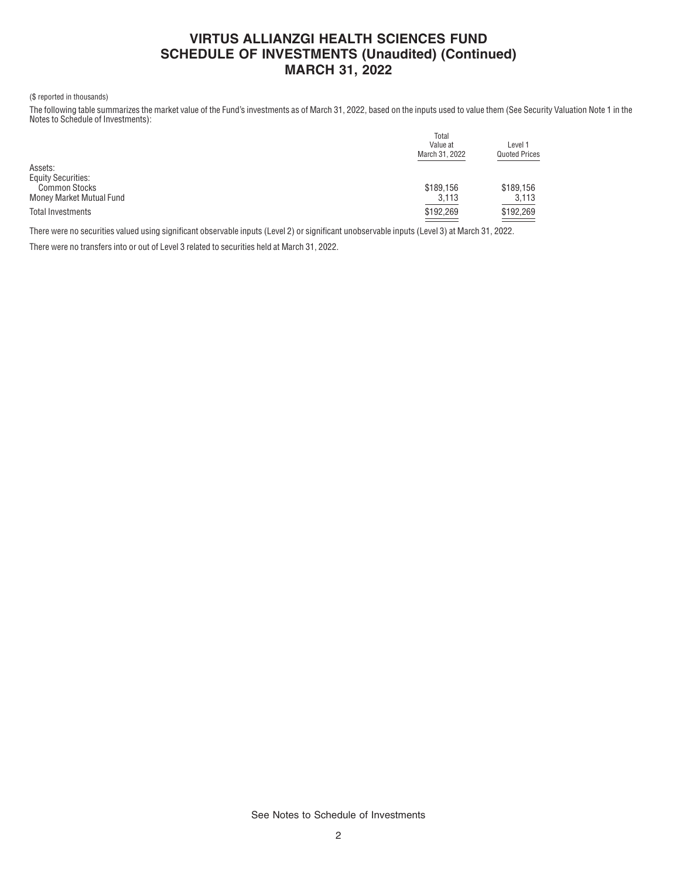# VIRTUS ALLIANZGI HEALTH SCIENCES FUND
## SCHEDULE OF INVESTMENTS (Unaudited) (Continued)
## MARCH 31, 2022

($ reported in thousands)

The following table summarizes the market value of the Fund's investments as of March 31, 2022, based on the inputs used to value them (See Security Valuation Note 1 in the Notes to Schedule of Investments):

| | Total Value at March 31, 2022 | Level 1 Quoted Prices |
|---|---|---|
| Assets: | | |
| Equity Securities: | | |
| Common Stocks | $189,156 | $189,156 |
| Money Market Mutual Fund | 3,113 | 3,113 |
| Total Investments | $192,269 | $192,269 |

There were no securities valued using significant observable inputs (Level 2) or significant unobservable inputs (Level 3) at March 31, 2022.

There were no transfers into or out of Level 3 related to securities held at March 31, 2022.

See Notes to Schedule of Investments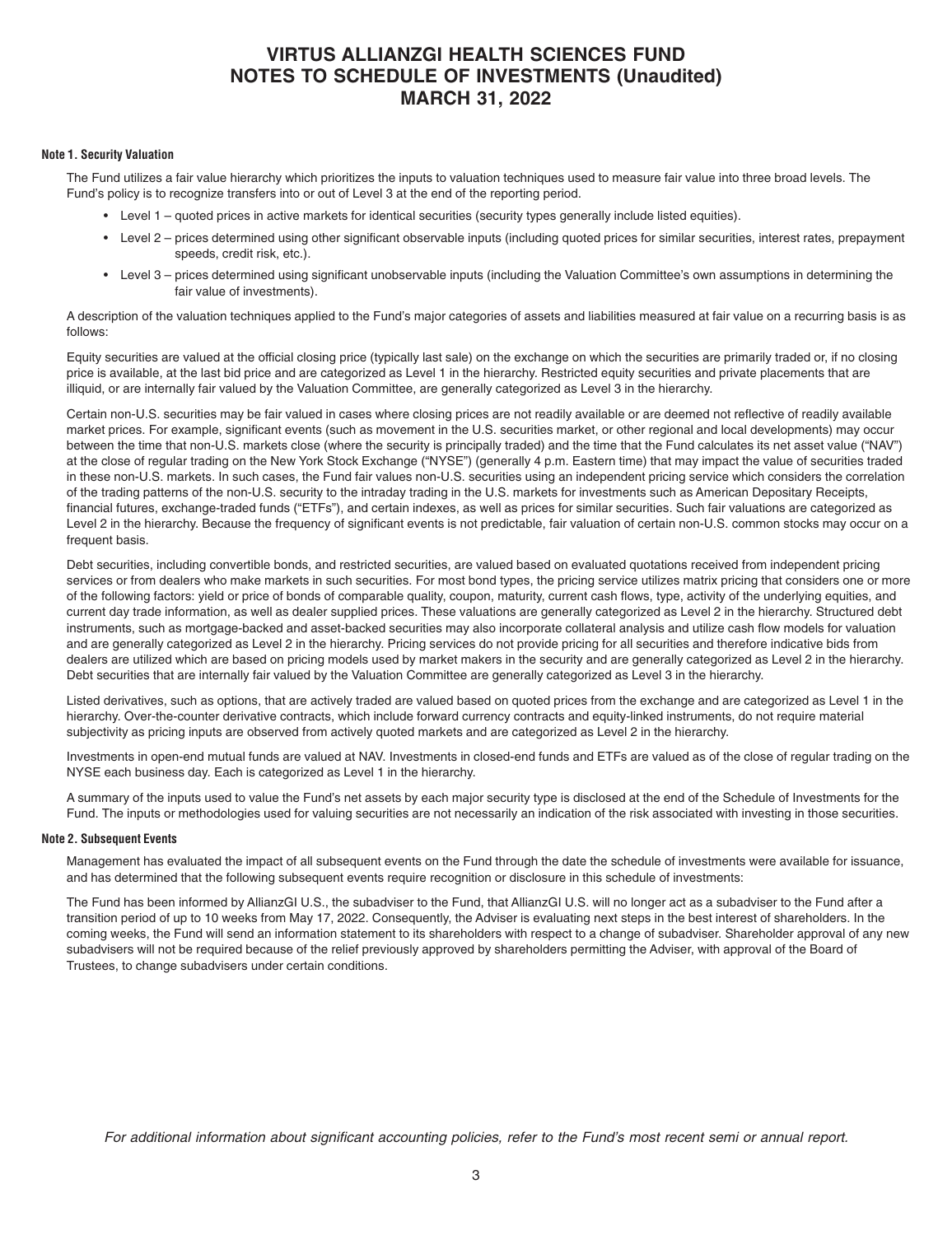# VIRTUS ALLIANZGI HEALTH SCIENCES FUND
# NOTES TO SCHEDULE OF INVESTMENTS (Unaudited)
# MARCH 31, 2022

#### Note 1. Security Valuation

The Fund utilizes a fair value hierarchy which prioritizes the inputs to valuation techniques used to measure fair value into three broad levels. The Fund's policy is to recognize transfers into or out of Level 3 at the end of the reporting period.

- Level 1 – quoted prices in active markets for identical securities (security types generally include listed equities).
- Level 2 – prices determined using other significant observable inputs (including quoted prices for similar securities, interest rates, prepayment speeds, credit risk, etc.).
- Level 3 – prices determined using significant unobservable inputs (including the Valuation Committee's own assumptions in determining the fair value of investments).

A description of the valuation techniques applied to the Fund's major categories of assets and liabilities measured at fair value on a recurring basis is as follows:

Equity securities are valued at the official closing price (typically last sale) on the exchange on which the securities are primarily traded or, if no closing price is available, at the last bid price and are categorized as Level 1 in the hierarchy. Restricted equity securities and private placements that are illiquid, or are internally fair valued by the Valuation Committee, are generally categorized as Level 3 in the hierarchy.

Certain non-U.S. securities may be fair valued in cases where closing prices are not readily available or are deemed not reflective of readily available market prices. For example, significant events (such as movement in the U.S. securities market, or other regional and local developments) may occur between the time that non-U.S. markets close (where the security is principally traded) and the time that the Fund calculates its net asset value ("NAV") at the close of regular trading on the New York Stock Exchange ("NYSE") (generally 4 p.m. Eastern time) that may impact the value of securities traded in these non-U.S. markets. In such cases, the Fund fair values non-U.S. securities using an independent pricing service which considers the correlation of the trading patterns of the non-U.S. security to the intraday trading in the U.S. markets for investments such as American Depositary Receipts, financial futures, exchange-traded funds ("ETFs"), and certain indexes, as well as prices for similar securities. Such fair valuations are categorized as Level 2 in the hierarchy. Because the frequency of significant events is not predictable, fair valuation of certain non-U.S. common stocks may occur on a frequent basis.

Debt securities, including convertible bonds, and restricted securities, are valued based on evaluated quotations received from independent pricing services or from dealers who make markets in such securities. For most bond types, the pricing service utilizes matrix pricing that considers one or more of the following factors: yield or price of bonds of comparable quality, coupon, maturity, current cash flows, type, activity of the underlying equities, and current day trade information, as well as dealer supplied prices. These valuations are generally categorized as Level 2 in the hierarchy. Structured debt instruments, such as mortgage-backed and asset-backed securities may also incorporate collateral analysis and utilize cash flow models for valuation and are generally categorized as Level 2 in the hierarchy. Pricing services do not provide pricing for all securities and therefore indicative bids from dealers are utilized which are based on pricing models used by market makers in the security and are generally categorized as Level 2 in the hierarchy. Debt securities that are internally fair valued by the Valuation Committee are generally categorized as Level 3 in the hierarchy.

Listed derivatives, such as options, that are actively traded are valued based on quoted prices from the exchange and are categorized as Level 1 in the hierarchy. Over-the-counter derivative contracts, which include forward currency contracts and equity-linked instruments, do not require material subjectivity as pricing inputs are observed from actively quoted markets and are categorized as Level 2 in the hierarchy.

Investments in open-end mutual funds are valued at NAV. Investments in closed-end funds and ETFs are valued as of the close of regular trading on the NYSE each business day. Each is categorized as Level 1 in the hierarchy.

A summary of the inputs used to value the Fund's net assets by each major security type is disclosed at the end of the Schedule of Investments for the Fund. The inputs or methodologies used for valuing securities are not necessarily an indication of the risk associated with investing in those securities.

#### Note 2. Subsequent Events

Management has evaluated the impact of all subsequent events on the Fund through the date the schedule of investments were available for issuance, and has determined that the following subsequent events require recognition or disclosure in this schedule of investments:

The Fund has been informed by AllianzGI U.S., the subadviser to the Fund, that AllianzGI U.S. will no longer act as a subadviser to the Fund after a transition period of up to 10 weeks from May 17, 2022. Consequently, the Adviser is evaluating next steps in the best interest of shareholders. In the coming weeks, the Fund will send an information statement to its shareholders with respect to a change of subadviser. Shareholder approval of any new subadvisers will not be required because of the relief previously approved by shareholders permitting the Adviser, with approval of the Board of Trustees, to change subadvisers under certain conditions.

*For additional information about significant accounting policies, refer to the Fund's most recent semi or annual report.*